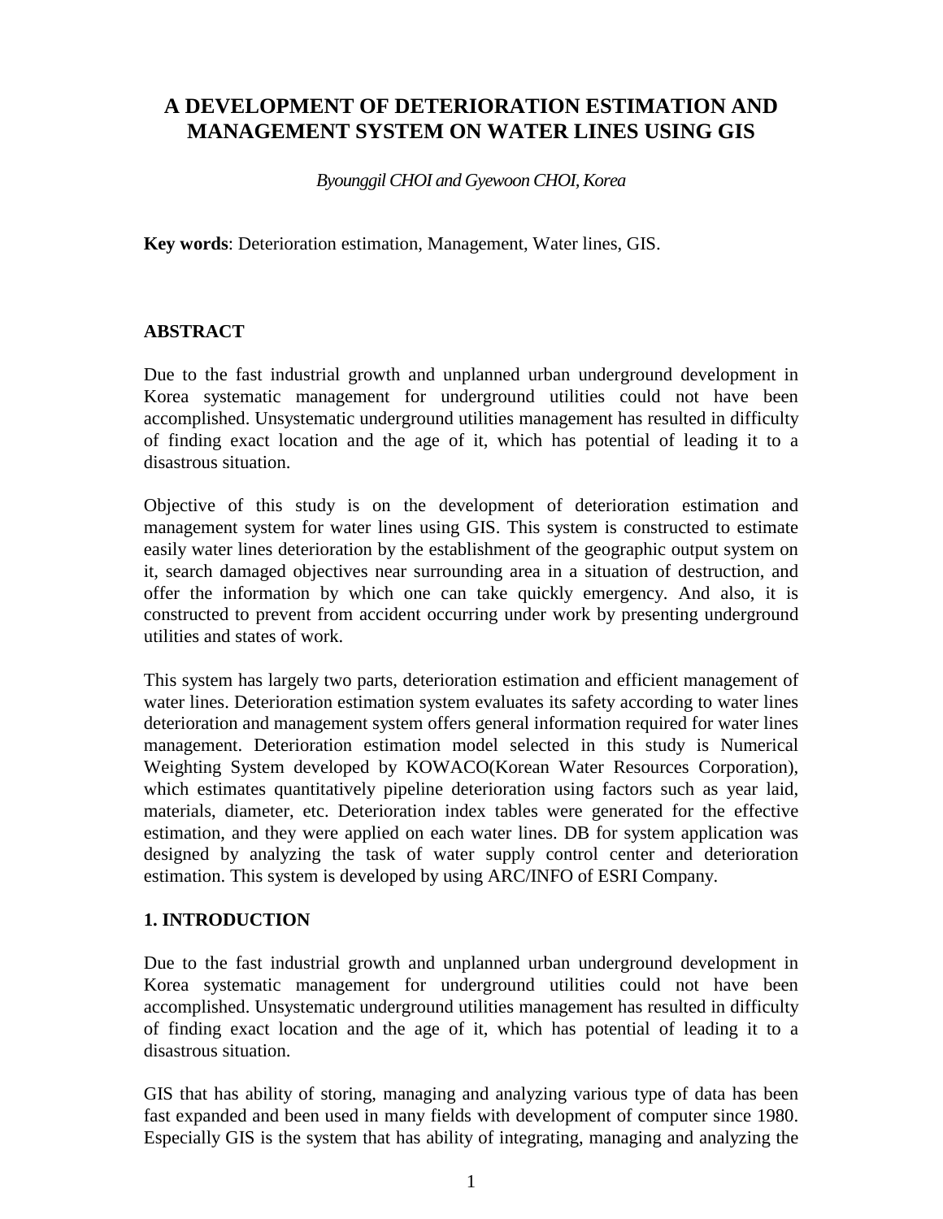# A DEVELOPMENT OF DETERIORATION ESTIMATION AND MANAGEMENT SYSTEM ON WATER LINES USING GIS

*Byounggil CHOI and Gyewoon CHOI, Korea*

**Key words**: Deterioration estimation, Management, Water lines, GIS.

## ABSTRACT

Due to the fast industrial growth and unplanned urban underground development in Korea systematic management for underground utilities could not have been accomplished. Unsystematic underground utilities management has resulted in difficulty of finding exact location and the age of it, which has potential of leading it to a disastrous situation.

Objective of this study is on the development of deterioration estimation and management system for water lines using GIS. This system is constructed to estimate easily water lines deterioration by the establishment of the geographic output system on it, search damaged objectives near surrounding area in a situation of destruction, and offer the information by which one can take quickly emergency. And also, it is constructed to prevent from accident occurring under work by presenting underground utilities and states of work.

This system has largely two parts, deterioration estimation and efficient management of water lines. Deterioration estimation system evaluates its safety according to water lines deterioration and management system offers general information required for water lines management. Deterioration estimation model selected in this study is Numerical Weighting System developed by KOWACO(Korean Water Resources Corporation), which estimates quantitatively pipeline deterioration using factors such as year laid, materials, diameter, etc. Deterioration index tables were generated for the effective estimation, and they were applied on each water lines. DB for system application was designed by analyzing the task of water supply control center and deterioration estimation. This system is developed by using ARC/INFO of ESRI Company.

## 1. INTRODUCTION

Due to the fast industrial growth and unplanned urban underground development in Korea systematic management for underground utilities could not have been accomplished. Unsystematic underground utilities management has resulted in difficulty of finding exact location and the age of it, which has potential of leading it to a disastrous situation.

GIS that has ability of storing, managing and analyzing various type of data has been fast expanded and been used in many fields with development of computer since 1980. Especially GIS is the system that has ability of integrating, managing and analyzing the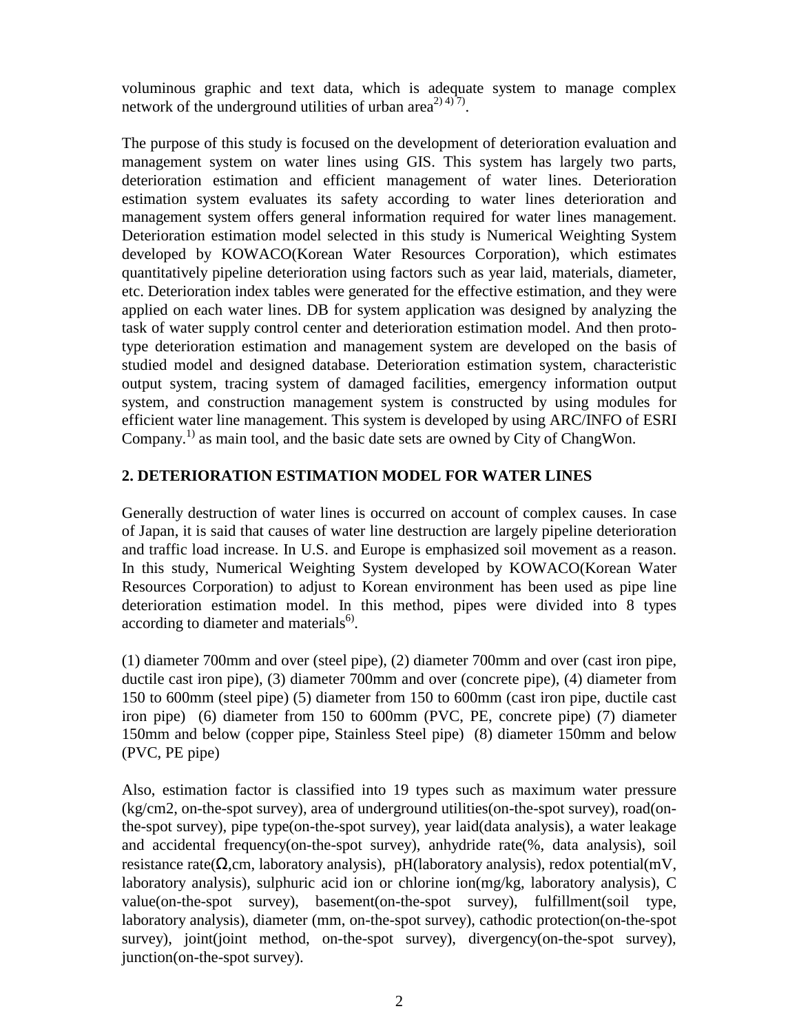voluminous graphic and text data, which is adequate system to manage complex network of the underground utilities of urban area[2) 4) 7)].

The purpose of this study is focused on the development of deterioration evaluation and management system on water lines using GIS. This system has largely two parts, deterioration estimation and efficient management of water lines. Deterioration estimation system evaluates its safety according to water lines deterioration and management system offers general information required for water lines management. Deterioration estimation model selected in this study is Numerical Weighting System developed by KOWACO(Korean Water Resources Corporation), which estimates quantitatively pipeline deterioration using factors such as year laid, materials, diameter, etc. Deterioration index tables were generated for the effective estimation, and they were applied on each water lines. DB for system application was designed by analyzing the task of water supply control center and deterioration estimation model. And then proto-type deterioration estimation and management system are developed on the basis of studied model and designed database. Deterioration estimation system, characteristic output system, tracing system of damaged facilities, emergency information output system, and construction management system is constructed by using modules for efficient water line management. This system is developed by using ARC/INFO of ESRI Company.[1)] as main tool, and the basic date sets are owned by City of ChangWon.

## 2. DETERIORATION ESTIMATION MODEL FOR WATER LINES

Generally destruction of water lines is occurred on account of complex causes. In case of Japan, it is said that causes of water line destruction are largely pipeline deterioration and traffic load increase. In U.S. and Europe is emphasized soil movement as a reason. In this study, Numerical Weighting System developed by KOWACO(Korean Water Resources Corporation) to adjust to Korean environment has been used as pipe line deterioration estimation model. In this method, pipes were divided into 8 types according to diameter and materials[6)].

(1) diameter 700mm and over (steel pipe), (2) diameter 700mm and over (cast iron pipe, ductile cast iron pipe), (3) diameter 700mm and over (concrete pipe), (4) diameter from 150 to 600mm (steel pipe) (5) diameter from 150 to 600mm (cast iron pipe, ductile cast iron pipe) (6) diameter from 150 to 600mm (PVC, PE, concrete pipe) (7) diameter 150mm and below (copper pipe, Stainless Steel pipe) (8) diameter 150mm and below (PVC, PE pipe)

Also, estimation factor is classified into 19 types such as maximum water pressure (kg/cm2, on-the-spot survey), area of underground utilities(on-the-spot survey), road(on-the-spot survey), pipe type(on-the-spot survey), year laid(data analysis), a water leakage and accidental frequency(on-the-spot survey), anhydride rate(%, data analysis), soil resistance rate(Ω,cm, laboratory analysis), pH(laboratory analysis), redox potential(mV, laboratory analysis), sulphuric acid ion or chlorine ion(mg/kg, laboratory analysis), C value(on-the-spot survey), basement(on-the-spot survey), fulfillment(soil type, laboratory analysis), diameter (mm, on-the-spot survey), cathodic protection(on-the-spot survey), joint(joint method, on-the-spot survey), divergency(on-the-spot survey), junction(on-the-spot survey).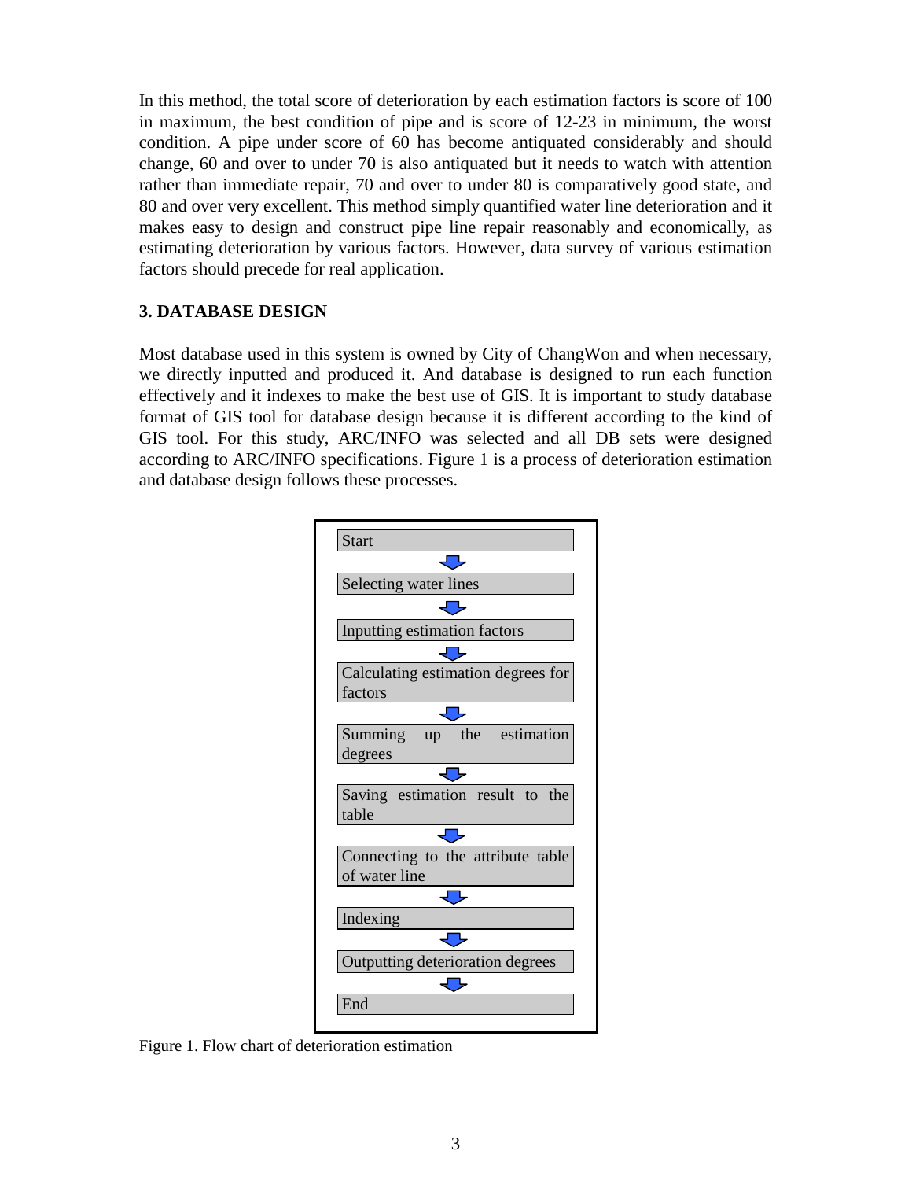In this method, the total score of deterioration by each estimation factors is score of 100 in maximum, the best condition of pipe and is score of 12-23 in minimum, the worst condition. A pipe under score of 60 has become antiquated considerably and should change, 60 and over to under 70 is also antiquated but it needs to watch with attention rather than immediate repair, 70 and over to under 80 is comparatively good state, and 80 and over very excellent. This method simply quantified water line deterioration and it makes easy to design and construct pipe line repair reasonably and economically, as estimating deterioration by various factors. However, data survey of various estimation factors should precede for real application.

## 3. DATABASE DESIGN

Most database used in this system is owned by City of ChangWon and when necessary, we directly inputted and produced it. And database is designed to run each function effectively and it indexes to make the best use of GIS. It is important to study database format of GIS tool for database design because it is different according to the kind of GIS tool. For this study, ARC/INFO was selected and all DB sets were designed according to ARC/INFO specifications. Figure 1 is a process of deterioration estimation and database design follows these processes.

Start
↓
Selecting water lines
↓
Inputting estimation factors
↓
Calculating estimation degrees for factors
↓
Summing up the estimation degrees
↓
Saving estimation result to the table
↓
Connecting to the attribute table of water line
↓
Indexing
↓
Outputting deterioration degrees
↓
End

Figure 1. Flow chart of deterioration estimation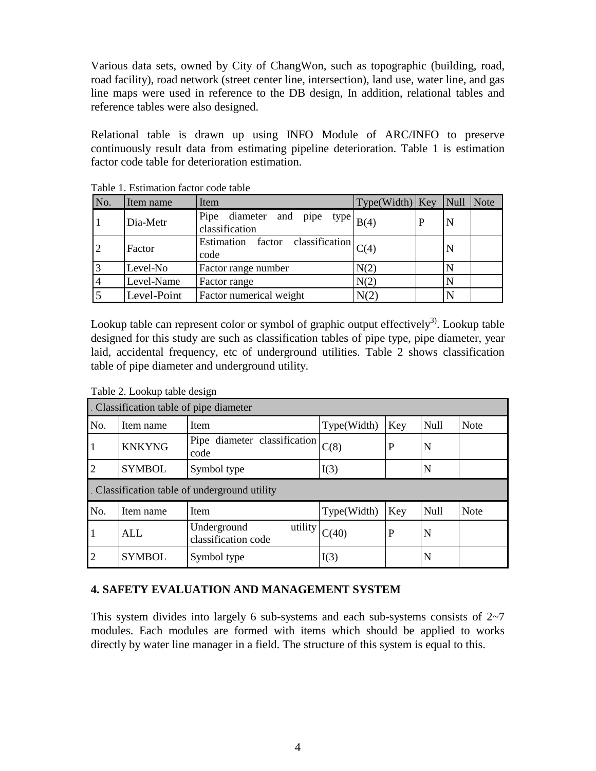Various data sets, owned by City of ChangWon, such as topographic (building, road, road facility), road network (street center line, intersection), land use, water line, and gas line maps were used in reference to the DB design, In addition, relational tables and reference tables were also designed.

Relational table is drawn up using INFO Module of ARC/INFO to preserve continuously result data from estimating pipeline deterioration. Table 1 is estimation factor code table for deterioration estimation.

Table 1. Estimation factor code table

| No. | Item name | Item | Type(Width) | Key | Null | Note |
|---|---|---|---|---|---|---|
| 1 | Dia-Metr | Pipe diameter and pipe type classification | B(4) | P | N | |
| 2 | Factor | Estimation factor classification code | C(4) | | N | |
| 3 | Level-No | Factor range number | N(2) | | N | |
| 4 | Level-Name | Factor range | N(2) | | N | |
| 5 | Level-Point | Factor numerical weight | N(2) | | N | |

Lookup table can represent color or symbol of graphic output effectively[3]. Lookup table designed for this study are such as classification tables of pipe type, pipe diameter, year laid, accidental frequency, etc of underground utilities. Table 2 shows classification table of pipe diameter and underground utility.

Table 2. Lookup table design

| . Classification table of pipe diameter | | | | | | |
|---|---|---|---|---|---|---|
| No. | Item name | Item | Type(Width) | Key | Null | Note |
| 1 | KNKYNG | Pipe diameter classification code | C(8) | P | N | |
| 2 | SYMBOL | Symbol type | I(3) | | N | |
| . Classification table of underground utility | | | | | | |
| No. | Item name | Item | Type(Width) | Key | Null | Note |
| 1 | ALL | Underground utility classification code | C(40) | P | N | |
| 2 | SYMBOL | Symbol type | I(3) | | N | |

## 4. SAFETY EVALUATION AND MANAGEMENT SYSTEM

This system divides into largely 6 sub-systems and each sub-systems consists of 2~7 modules. Each modules are formed with items which should be applied to works directly by water line manager in a field. The structure of this system is equal to this.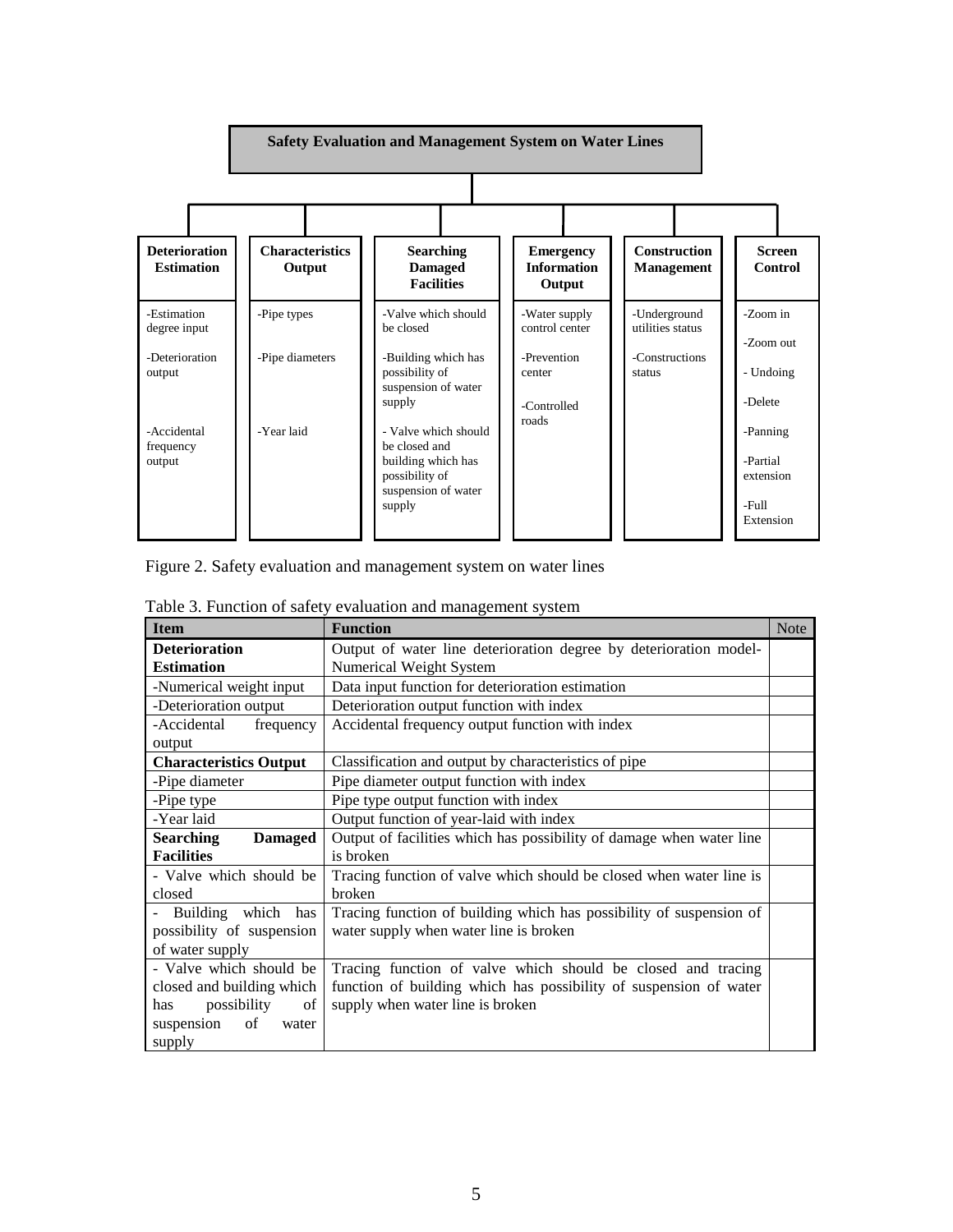**Safety Evaluation and Management System on Water Lines**

| Deterioration Estimation | Characteristics Output | Searching Damaged Facilities | Emergency Information Output | Construction Management | Screen Control |
|---|---|---|---|---|---|
| -Estimation degree input | -Pipe types | -Valve which should be closed | -Water supply control center | -Underground utilities status | -Zoom in |
| -Deterioration output | -Pipe diameters | -Building which has possibility of suspension of water supply | -Prevention center | -Constructions status | -Zoom out |
| -Accidental frequency output | -Year laid | - Valve which should be closed and building which has possibility of suspension of water supply | -Controlled roads | | - Undoing |
| | | | | | -Delete |
| | | | | | -Panning |
| | | | | | -Partial extension |
| | | | | | -Full Extension |

Figure 2. Safety evaluation and management system on water lines

Table 3. Function of safety evaluation and management system

| Item | Function | Note |
|---|---|---|
| **Deterioration Estimation** | Output of water line deterioration degree by deterioration model-Numerical Weight System | |
| -Numerical weight input | Data input function for deterioration estimation | |
| -Deterioration output | Deterioration output function with index | |
| -Accidental frequency output | Accidental frequency output function with index | |
| **Characteristics Output** | Classification and output by characteristics of pipe | |
| -Pipe diameter | Pipe diameter output function with index | |
| -Pipe type | Pipe type output function with index | |
| -Year laid | Output function of year-laid with index | |
| **Searching Damaged Facilities** | Output of facilities which has possibility of damage when water line is broken | |
| - Valve which should be closed | Tracing function of valve which should be closed when water line is broken | |
| - Building which has possibility of suspension of water supply | Tracing function of building which has possibility of suspension of water supply when water line is broken | |
| - Valve which should be closed and building which has possibility of suspension of water supply | Tracing function of valve which should be closed and tracing function of building which has possibility of suspension of water supply when water line is broken | |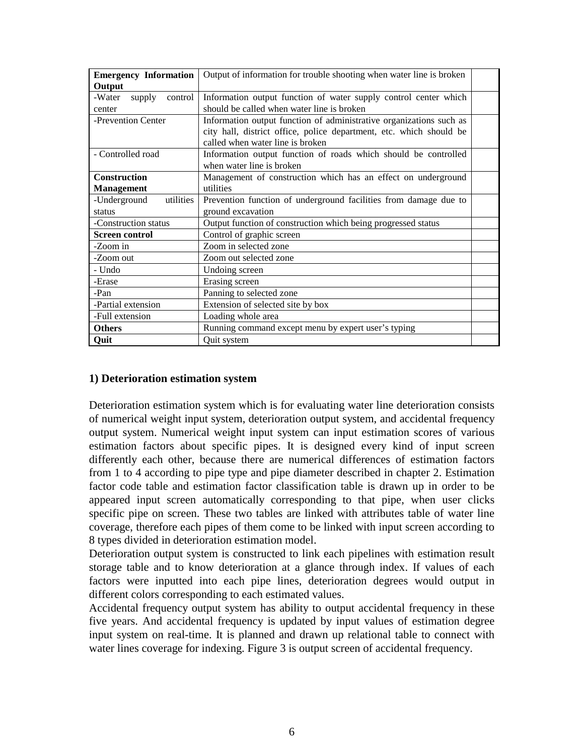| | | |
|---|---|---|
| **Emergency Information Output** | Output of information for trouble shooting when water line is broken | |
| -Water supply control center | Information output function of water supply control center which should be called when water line is broken | |
| -Prevention Center | Information output function of administrative organizations such as city hall, district office, police department, etc. which should be called when water line is broken | |
| - Controlled road | Information output function of roads which should be controlled when water line is broken | |
| **Construction Management** | Management of construction which has an effect on underground utilities | |
| -Underground utilities status | Prevention function of underground facilities from damage due to ground excavation | |
| -Construction status | Output function of construction which being progressed status | |
| **Screen control** | Control of graphic screen | |
| -Zoom in | Zoom in selected zone | |
| -Zoom out | Zoom out selected zone | |
| - Undo | Undoing screen | |
| -Erase | Erasing screen | |
| -Pan | Panning to selected zone | |
| -Partial extension | Extension of selected site by box | |
| -Full extension | Loading whole area | |
| **Others** | Running command except menu by expert user's typing | |
| **Quit** | Quit system | |

### 1) Deterioration estimation system

Deterioration estimation system which is for evaluating water line deterioration consists of numerical weight input system, deterioration output system, and accidental frequency output system. Numerical weight input system can input estimation scores of various estimation factors about specific pipes. It is designed every kind of input screen differently each other, because there are numerical differences of estimation factors from 1 to 4 according to pipe type and pipe diameter described in chapter 2. Estimation factor code table and estimation factor classification table is drawn up in order to be appeared input screen automatically corresponding to that pipe, when user clicks specific pipe on screen. These two tables are linked with attributes table of water line coverage, therefore each pipes of them come to be linked with input screen according to 8 types divided in deterioration estimation model.

Deterioration output system is constructed to link each pipelines with estimation result storage table and to know deterioration at a glance through index. If values of each factors were inputted into each pipe lines, deterioration degrees would output in different colors corresponding to each estimated values.

Accidental frequency output system has ability to output accidental frequency in these five years. And accidental frequency is updated by input values of estimation degree input system on real-time. It is planned and drawn up relational table to connect with water lines coverage for indexing. Figure 3 is output screen of accidental frequency.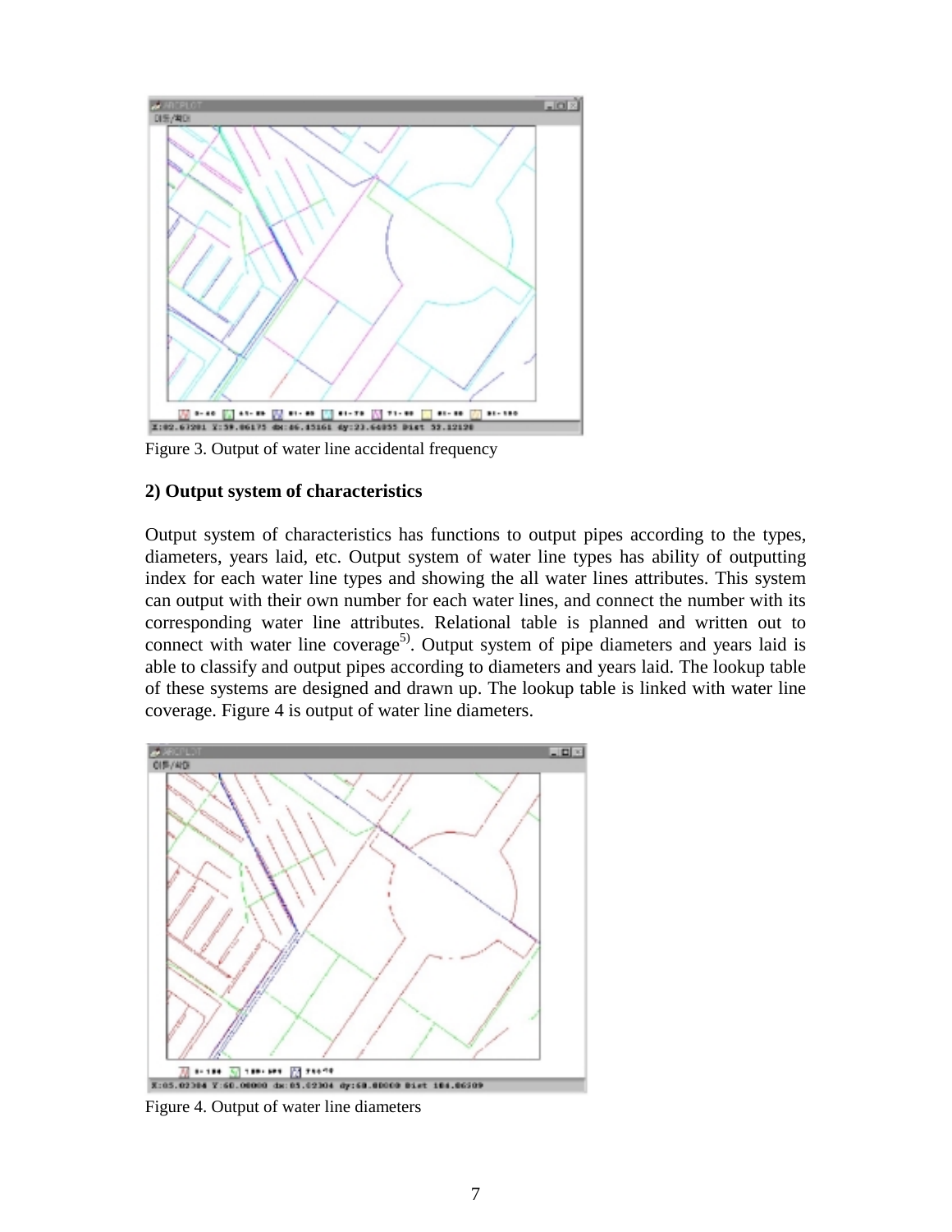Figure 3. Output of water line accidental frequency

**2) Output system of characteristics**

Output system of characteristics has functions to output pipes according to the types, diameters, years laid, etc. Output system of water line types has ability of outputting index for each water line types and showing the all water lines attributes. This system can output with their own number for each water lines, and connect the number with its corresponding water line attributes. Relational table is planned and written out to connect with water line coverage[5]. Output system of pipe diameters and years laid is able to classify and output pipes according to diameters and years laid. The lookup table of these systems are designed and drawn up. The lookup table is linked with water line coverage. Figure 4 is output of water line diameters.

Figure 4. Output of water line diameters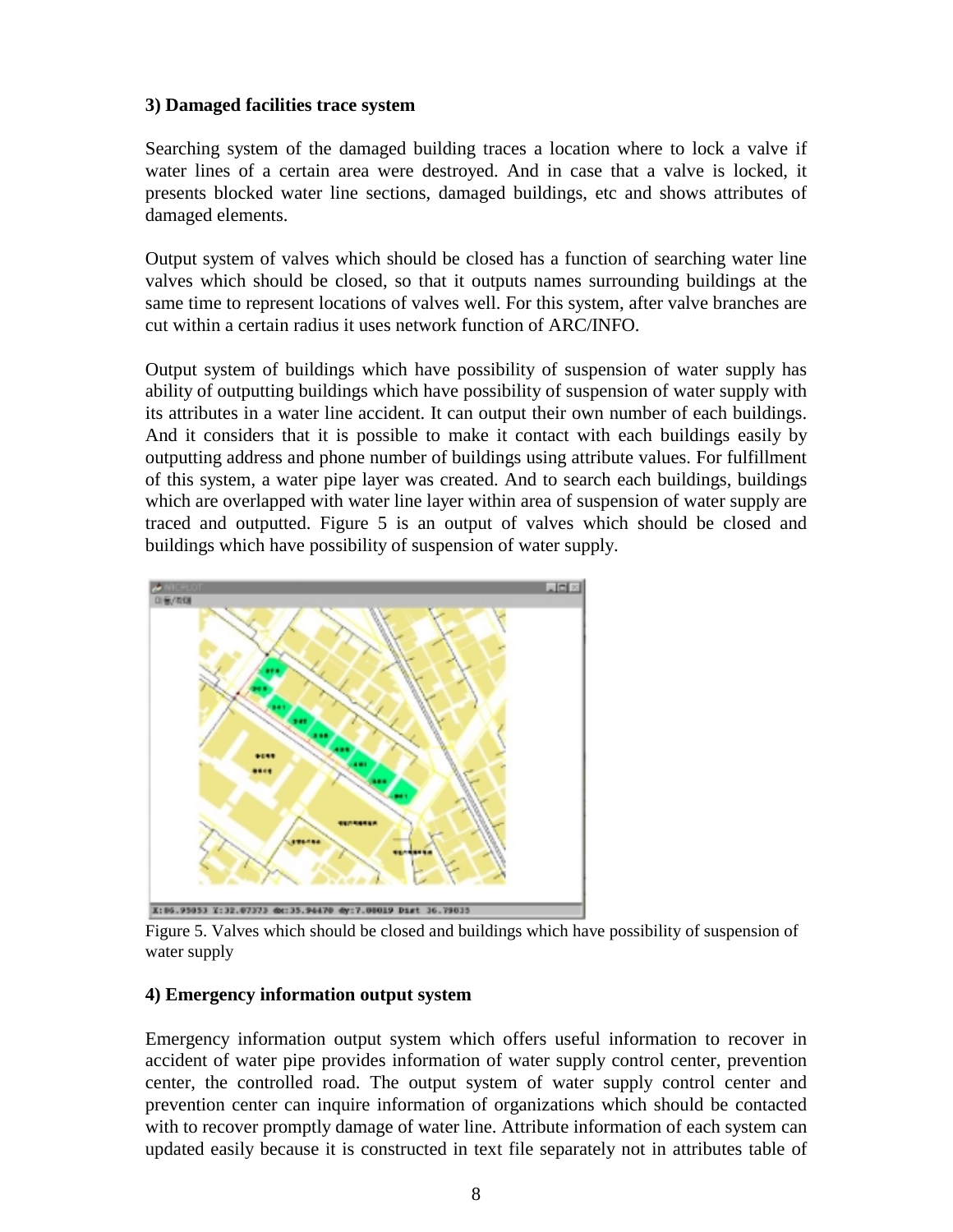### 3) Damaged facilities trace system

Searching system of the damaged building traces a location where to lock a valve if water lines of a certain area were destroyed. And in case that a valve is locked, it presents blocked water line sections, damaged buildings, etc and shows attributes of damaged elements.

Output system of valves which should be closed has a function of searching water line valves which should be closed, so that it outputs names surrounding buildings at the same time to represent locations of valves well. For this system, after valve branches are cut within a certain radius it uses network function of ARC/INFO.

Output system of buildings which have possibility of suspension of water supply has ability of outputting buildings which have possibility of suspension of water supply with its attributes in a water line accident. It can output their own number of each buildings. And it considers that it is possible to make it contact with each buildings easily by outputting address and phone number of buildings using attribute values. For fulfillment of this system, a water pipe layer was created. And to search each buildings, buildings which are overlapped with water line layer within area of suspension of water supply are traced and outputted. Figure 5 is an output of valves which should be closed and buildings which have possibility of suspension of water supply.

Figure 5. Valves which should be closed and buildings which have possibility of suspension of water supply

### 4) Emergency information output system

Emergency information output system which offers useful information to recover in accident of water pipe provides information of water supply control center, prevention center, the controlled road. The output system of water supply control center and prevention center can inquire information of organizations which should be contacted with to recover promptly damage of water line. Attribute information of each system can updated easily because it is constructed in text file separately not in attributes table of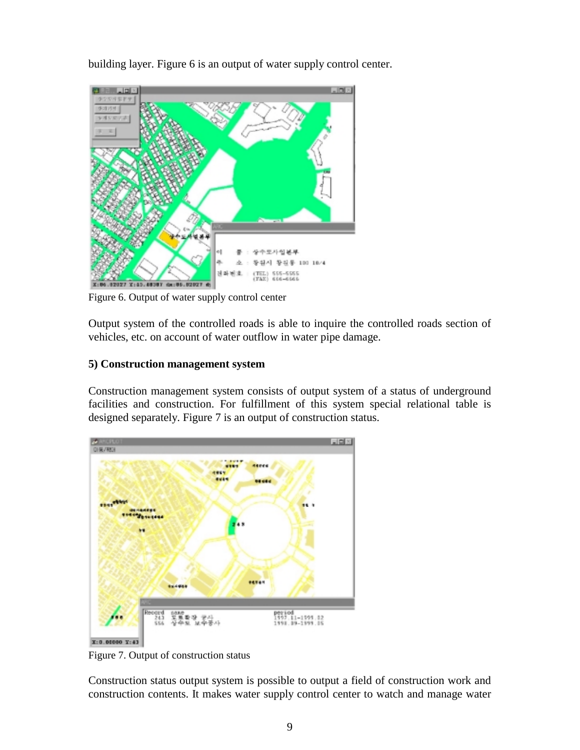building layer. Figure 6 is an output of water supply control center.

Figure 6. Output of water supply control center

Output system of the controlled roads is able to inquire the controlled roads section of vehicles, etc. on account of water outflow in water pipe damage.

**5) Construction management system**

Construction management system consists of output system of a status of underground facilities and construction. For fulfillment of this system special relational table is designed separately. Figure 7 is an output of construction status.

Figure 7. Output of construction status

Construction status output system is possible to output a field of construction work and construction contents. It makes water supply control center to watch and manage water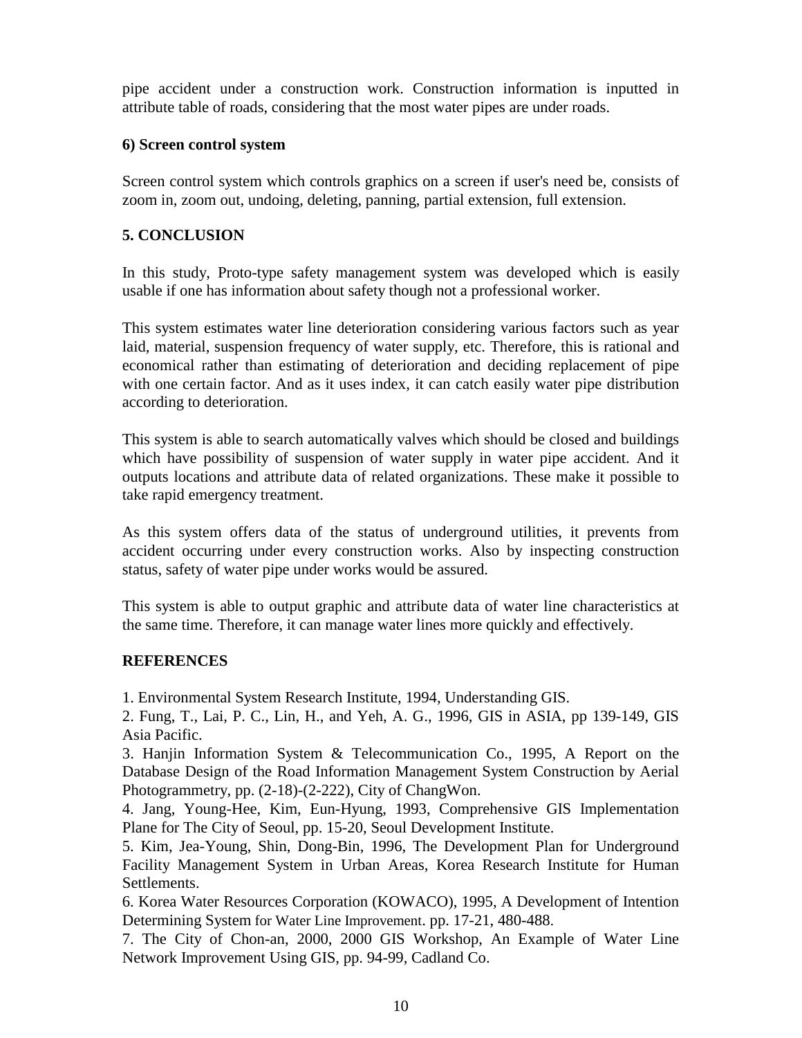pipe accident under a construction work. Construction information is inputted in attribute table of roads, considering that the most water pipes are under roads.

**6) Screen control system**

Screen control system which controls graphics on a screen if user's need be, consists of zoom in, zoom out, undoing, deleting, panning, partial extension, full extension.

## 5. CONCLUSION

In this study, Proto-type safety management system was developed which is easily usable if one has information about safety though not a professional worker.

This system estimates water line deterioration considering various factors such as year laid, material, suspension frequency of water supply, etc. Therefore, this is rational and economical rather than estimating of deterioration and deciding replacement of pipe with one certain factor. And as it uses index, it can catch easily water pipe distribution according to deterioration.

This system is able to search automatically valves which should be closed and buildings which have possibility of suspension of water supply in water pipe accident. And it outputs locations and attribute data of related organizations. These make it possible to take rapid emergency treatment.

As this system offers data of the status of underground utilities, it prevents from accident occurring under every construction works. Also by inspecting construction status, safety of water pipe under works would be assured.

This system is able to output graphic and attribute data of water line characteristics at the same time. Therefore, it can manage water lines more quickly and effectively.

## REFERENCES

1. Environmental System Research Institute, 1994, Understanding GIS.
2. Fung, T., Lai, P. C., Lin, H., and Yeh, A. G., 1996, GIS in ASIA, pp 139-149, GIS Asia Pacific.
3. Hanjin Information System & Telecommunication Co., 1995, A Report on the Database Design of the Road Information Management System Construction by Aerial Photogrammetry, pp. (2-18)-(2-222), City of ChangWon.
4. Jang, Young-Hee, Kim, Eun-Hyung, 1993, Comprehensive GIS Implementation Plane for The City of Seoul, pp. 15-20, Seoul Development Institute.
5. Kim, Jea-Young, Shin, Dong-Bin, 1996, The Development Plan for Underground Facility Management System in Urban Areas, Korea Research Institute for Human Settlements.
6. Korea Water Resources Corporation (KOWACO), 1995, A Development of Intention Determining System for Water Line Improvement. pp. 17-21, 480-488.
7. The City of Chon-an, 2000, 2000 GIS Workshop, An Example of Water Line Network Improvement Using GIS, pp. 94-99, Cadland Co.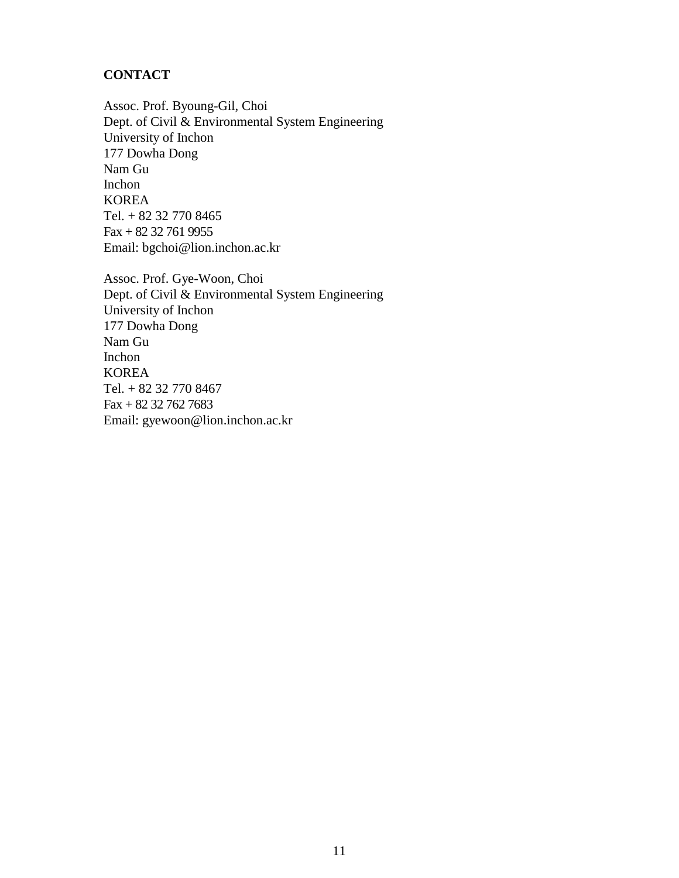**CONTACT**

Assoc. Prof. Byoung-Gil, Choi
Dept. of Civil & Environmental System Engineering
University of Inchon
177 Dowha Dong
Nam Gu
Inchon
KOREA
Tel. + 82 32 770 8465
Fax + 82 32 761 9955
Email: bgchoi@lion.inchon.ac.kr

Assoc. Prof. Gye-Woon, Choi
Dept. of Civil & Environmental System Engineering
University of Inchon
177 Dowha Dong
Nam Gu
Inchon
KOREA
Tel. + 82 32 770 8467
Fax + 82 32 762 7683
Email: gyewoon@lion.inchon.ac.kr